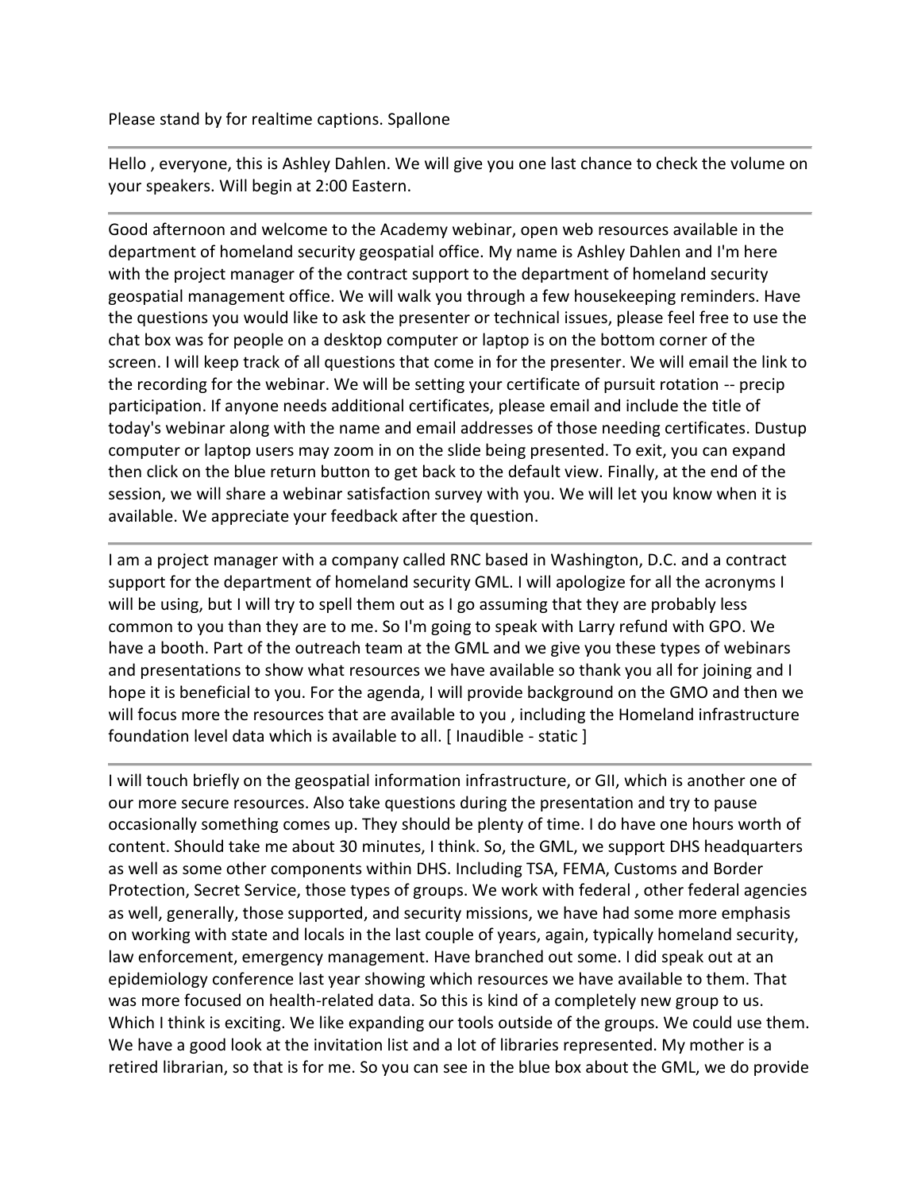Please stand by for realtime captions. Spallone

---

Hello , everyone, this is Ashley Dahlen. We will give you one last chance to check the volume on your speakers. Will begin at 2:00 Eastern.

---

Good afternoon and welcome to the Academy webinar, open web resources available in the department of homeland security geospatial office. My name is Ashley Dahlen and I'm here with the project manager of the contract support to the department of homeland security geospatial management office. We will walk you through a few housekeeping reminders. Have the questions you would like to ask the presenter or technical issues, please feel free to use the chat box was for people on a desktop computer or laptop is on the bottom corner of the screen. I will keep track of all questions that come in for the presenter. We will email the link to the recording for the webinar. We will be setting your certificate of pursuit rotation -- precip participation. If anyone needs additional certificates, please email and include the title of today's webinar along with the name and email addresses of those needing certificates. Dustup computer or laptop users may zoom in on the slide being presented. To exit, you can expand then click on the blue return button to get back to the default view. Finally, at the end of the session, we will share a webinar satisfaction survey with you. We will let you know when it is available. We appreciate your feedback after the question.

---

I am a project manager with a company called RNC based in Washington, D.C. and a contract support for the department of homeland security GML. I will apologize for all the acronyms I will be using, but I will try to spell them out as I go assuming that they are probably less common to you than they are to me. So I'm going to speak with Larry refund with GPO. We have a booth. Part of the outreach team at the GML and we give you these types of webinars and presentations to show what resources we have available so thank you all for joining and I hope it is beneficial to you. For the agenda, I will provide background on the GMO and then we will focus more the resources that are available to you , including the Homeland infrastructure foundation level data which is available to all. [ Inaudible - static ]

---

I will touch briefly on the geospatial information infrastructure, or GII, which is another one of our more secure resources. Also take questions during the presentation and try to pause occasionally something comes up. They should be plenty of time. I do have one hours worth of content. Should take me about 30 minutes, I think. So, the GML, we support DHS headquarters as well as some other components within DHS. Including TSA, FEMA, Customs and Border Protection, Secret Service, those types of groups. We work with federal , other federal agencies as well, generally, those supported, and security missions, we have had some more emphasis on working with state and locals in the last couple of years, again, typically homeland security, law enforcement, emergency management. Have branched out some. I did speak out at an epidemiology conference last year showing which resources we have available to them. That was more focused on health-related data. So this is kind of a completely new group to us. Which I think is exciting. We like expanding our tools outside of the groups. We could use them. We have a good look at the invitation list and a lot of libraries represented. My mother is a retired librarian, so that is for me. So you can see in the blue box about the GML, we do provide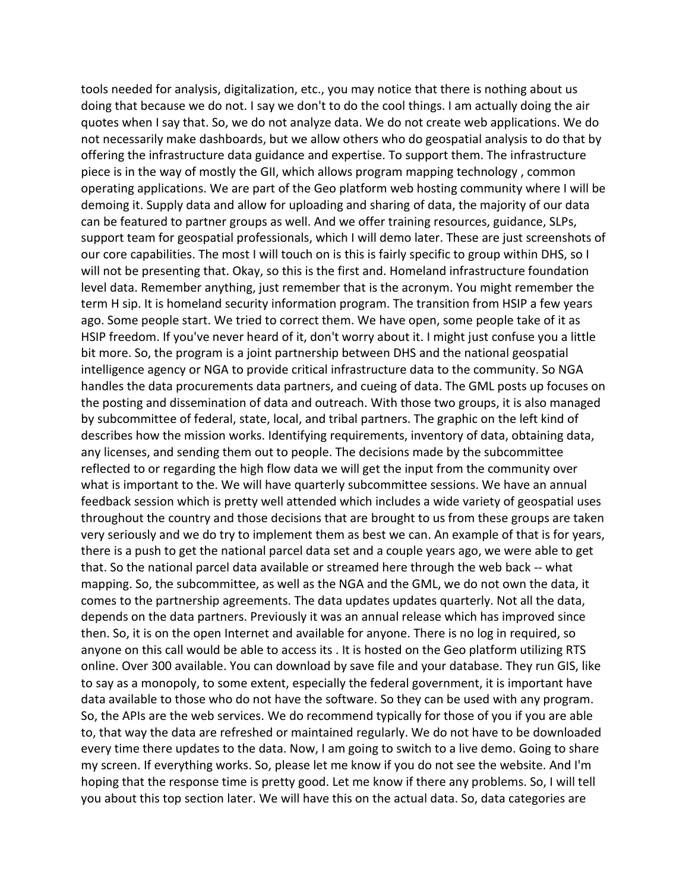tools needed for analysis, digitalization, etc., you may notice that there is nothing about us doing that because we do not. I say we don't to do the cool things. I am actually doing the air quotes when I say that. So, we do not analyze data. We do not create web applications. We do not necessarily make dashboards, but we allow others who do geospatial analysis to do that by offering the infrastructure data guidance and expertise. To support them. The infrastructure piece is in the way of mostly the GII, which allows program mapping technology , common operating applications. We are part of the Geo platform web hosting community where I will be demoing it. Supply data and allow for uploading and sharing of data, the majority of our data can be featured to partner groups as well. And we offer training resources, guidance, SLPs, support team for geospatial professionals, which I will demo later. These are just screenshots of our core capabilities. The most I will touch on is this is fairly specific to group within DHS, so I will not be presenting that. Okay, so this is the first and. Homeland infrastructure foundation level data. Remember anything, just remember that is the acronym. You might remember the term H sip. It is homeland security information program. The transition from HSIP a few years ago. Some people start. We tried to correct them. We have open, some people take of it as HSIP freedom. If you've never heard of it, don't worry about it. I might just confuse you a little bit more. So, the program is a joint partnership between DHS and the national geospatial intelligence agency or NGA to provide critical infrastructure data to the community. So NGA handles the data procurements data partners, and cueing of data. The GML posts up focuses on the posting and dissemination of data and outreach. With those two groups, it is also managed by subcommittee of federal, state, local, and tribal partners. The graphic on the left kind of describes how the mission works. Identifying requirements, inventory of data, obtaining data, any licenses, and sending them out to people. The decisions made by the subcommittee reflected to or regarding the high flow data we will get the input from the community over what is important to the. We will have quarterly subcommittee sessions. We have an annual feedback session which is pretty well attended which includes a wide variety of geospatial uses throughout the country and those decisions that are brought to us from these groups are taken very seriously and we do try to implement them as best we can. An example of that is for years, there is a push to get the national parcel data set and a couple years ago, we were able to get that. So the national parcel data available or streamed here through the web back -- what mapping. So, the subcommittee, as well as the NGA and the GML, we do not own the data, it comes to the partnership agreements. The data updates updates quarterly. Not all the data, depends on the data partners. Previously it was an annual release which has improved since then. So, it is on the open Internet and available for anyone. There is no log in required, so anyone on this call would be able to access its . It is hosted on the Geo platform utilizing RTS online. Over 300 available. You can download by save file and your database. They run GIS, like to say as a monopoly, to some extent, especially the federal government, it is important have data available to those who do not have the software. So they can be used with any program. So, the APIs are the web services. We do recommend typically for those of you if you are able to, that way the data are refreshed or maintained regularly. We do not have to be downloaded every time there updates to the data. Now, I am going to switch to a live demo. Going to share my screen. If everything works. So, please let me know if you do not see the website. And I'm hoping that the response time is pretty good. Let me know if there any problems. So, I will tell you about this top section later. We will have this on the actual data. So, data categories are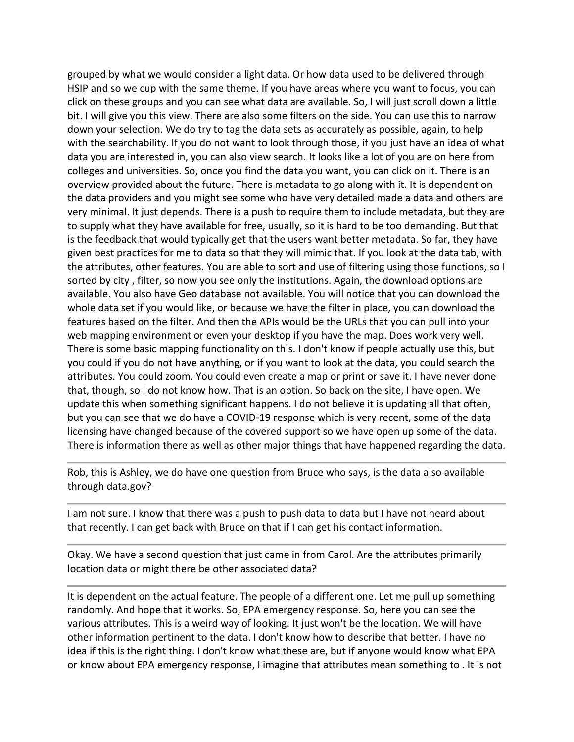grouped by what we would consider a light data. Or how data used to be delivered through HSIP and so we cup with the same theme. If you have areas where you want to focus, you can click on these groups and you can see what data are available. So, I will just scroll down a little bit. I will give you this view. There are also some filters on the side. You can use this to narrow down your selection. We do try to tag the data sets as accurately as possible, again, to help with the searchability. If you do not want to look through those, if you just have an idea of what data you are interested in, you can also view search. It looks like a lot of you are on here from colleges and universities. So, once you find the data you want, you can click on it. There is an overview provided about the future. There is metadata to go along with it. It is dependent on the data providers and you might see some who have very detailed made a data and others are very minimal. It just depends. There is a push to require them to include metadata, but they are to supply what they have available for free, usually, so it is hard to be too demanding. But that is the feedback that would typically get that the users want better metadata. So far, they have given best practices for me to data so that they will mimic that. If you look at the data tab, with the attributes, other features. You are able to sort and use of filtering using those functions, so I sorted by city , filter, so now you see only the institutions. Again, the download options are available. You also have Geo database not available. You will notice that you can download the whole data set if you would like, or because we have the filter in place, you can download the features based on the filter. And then the APIs would be the URLs that you can pull into your web mapping environment or even your desktop if you have the map. Does work very well. There is some basic mapping functionality on this. I don't know if people actually use this, but you could if you do not have anything, or if you want to look at the data, you could search the attributes. You could zoom. You could even create a map or print or save it. I have never done that, though, so I do not know how. That is an option. So back on the site, I have open. We update this when something significant happens. I do not believe it is updating all that often, but you can see that we do have a COVID-19 response which is very recent, some of the data licensing have changed because of the covered support so we have open up some of the data. There is information there as well as other major things that have happened regarding the data.

---

Rob, this is Ashley, we do have one question from Bruce who says, is the data also available through data.gov?

---

I am not sure. I know that there was a push to push data to data but I have not heard about that recently. I can get back with Bruce on that if I can get his contact information.

---

Okay. We have a second question that just came in from Carol. Are the attributes primarily location data or might there be other associated data?

---

It is dependent on the actual feature. The people of a different one. Let me pull up something randomly. And hope that it works. So, EPA emergency response. So, here you can see the various attributes. This is a weird way of looking. It just won't be the location. We will have other information pertinent to the data. I don't know how to describe that better. I have no idea if this is the right thing. I don't know what these are, but if anyone would know what EPA or know about EPA emergency response, I imagine that attributes mean something to . It is not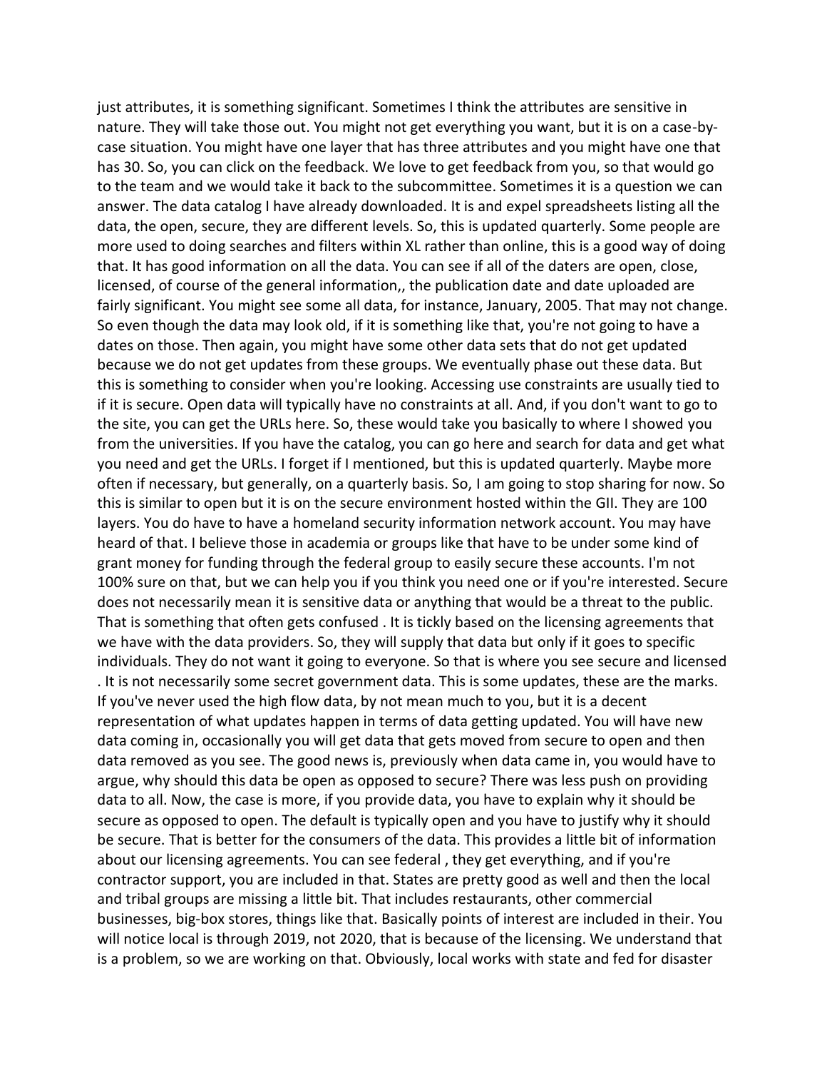just attributes, it is something significant. Sometimes I think the attributes are sensitive in nature. They will take those out. You might not get everything you want, but it is on a case-by-case situation. You might have one layer that has three attributes and you might have one that has 30. So, you can click on the feedback. We love to get feedback from you, so that would go to the team and we would take it back to the subcommittee. Sometimes it is a question we can answer. The data catalog I have already downloaded. It is and expel spreadsheets listing all the data, the open, secure, they are different levels. So, this is updated quarterly. Some people are more used to doing searches and filters within XL rather than online, this is a good way of doing that. It has good information on all the data. You can see if all of the daters are open, close, licensed, of course of the general information,, the publication date and date uploaded are fairly significant. You might see some all data, for instance, January, 2005. That may not change. So even though the data may look old, if it is something like that, you're not going to have a dates on those. Then again, you might have some other data sets that do not get updated because we do not get updates from these groups. We eventually phase out these data. But this is something to consider when you're looking. Accessing use constraints are usually tied to if it is secure. Open data will typically have no constraints at all. And, if you don't want to go to the site, you can get the URLs here. So, these would take you basically to where I showed you from the universities. If you have the catalog, you can go here and search for data and get what you need and get the URLs. I forget if I mentioned, but this is updated quarterly. Maybe more often if necessary, but generally, on a quarterly basis. So, I am going to stop sharing for now. So this is similar to open but it is on the secure environment hosted within the GII. They are 100 layers. You do have to have a homeland security information network account. You may have heard of that. I believe those in academia or groups like that have to be under some kind of grant money for funding through the federal group to easily secure these accounts. I'm not 100% sure on that, but we can help you if you think you need one or if you're interested. Secure does not necessarily mean it is sensitive data or anything that would be a threat to the public. That is something that often gets confused . It is tickly based on the licensing agreements that we have with the data providers. So, they will supply that data but only if it goes to specific individuals. They do not want it going to everyone. So that is where you see secure and licensed . It is not necessarily some secret government data. This is some updates, these are the marks. If you've never used the high flow data, by not mean much to you, but it is a decent representation of what updates happen in terms of data getting updated. You will have new data coming in, occasionally you will get data that gets moved from secure to open and then data removed as you see. The good news is, previously when data came in, you would have to argue, why should this data be open as opposed to secure? There was less push on providing data to all. Now, the case is more, if you provide data, you have to explain why it should be secure as opposed to open. The default is typically open and you have to justify why it should be secure. That is better for the consumers of the data. This provides a little bit of information about our licensing agreements. You can see federal , they get everything, and if you're contractor support, you are included in that. States are pretty good as well and then the local and tribal groups are missing a little bit. That includes restaurants, other commercial businesses, big-box stores, things like that. Basically points of interest are included in their. You will notice local is through 2019, not 2020, that is because of the licensing. We understand that is a problem, so we are working on that. Obviously, local works with state and fed for disaster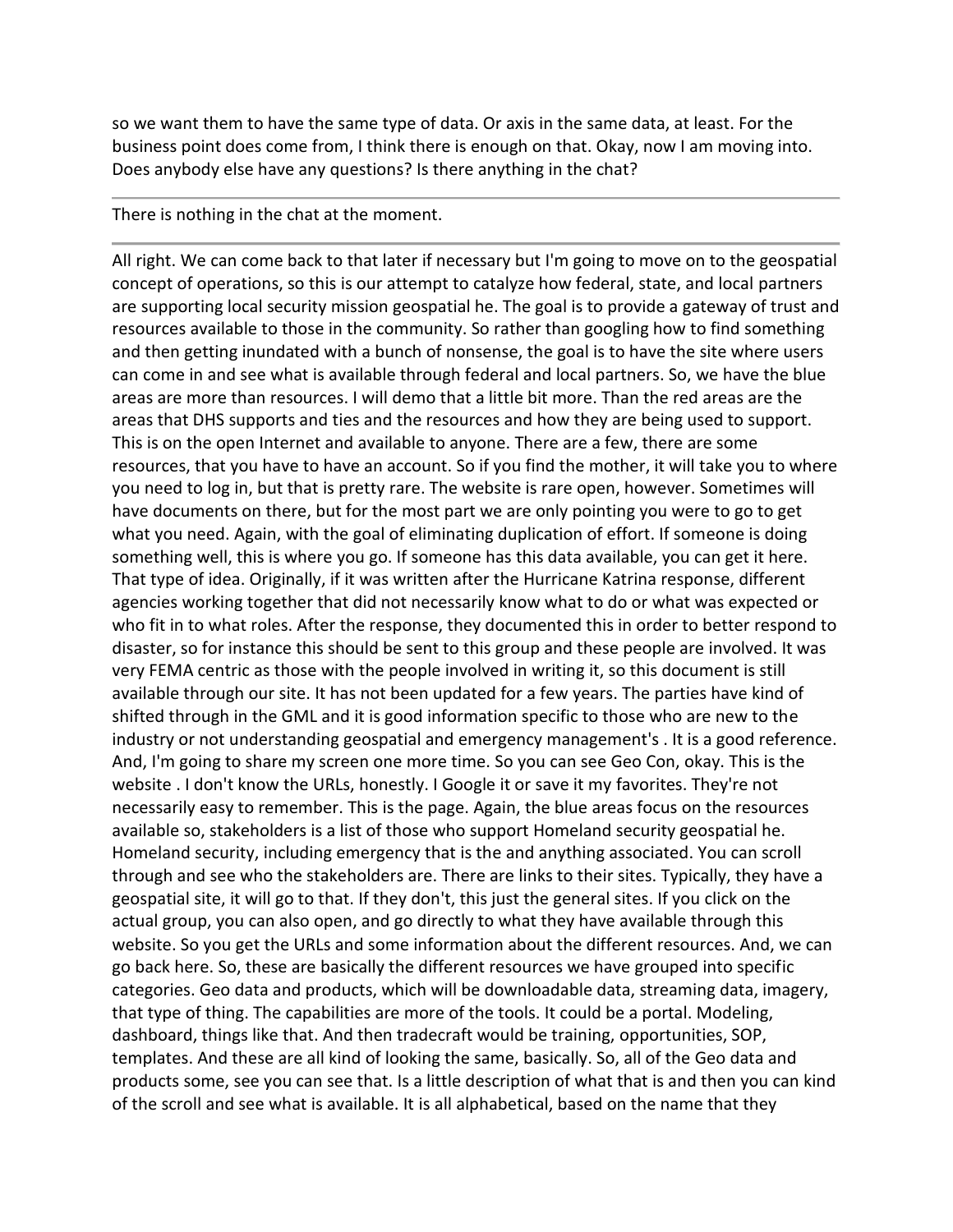so we want them to have the same type of data. Or axis in the same data, at least. For the business point does come from, I think there is enough on that. Okay, now I am moving into. Does anybody else have any questions? Is there anything in the chat?

---

There is nothing in the chat at the moment.

---

All right. We can come back to that later if necessary but I'm going to move on to the geospatial concept of operations, so this is our attempt to catalyze how federal, state, and local partners are supporting local security mission geospatial he. The goal is to provide a gateway of trust and resources available to those in the community. So rather than googling how to find something and then getting inundated with a bunch of nonsense, the goal is to have the site where users can come in and see what is available through federal and local partners. So, we have the blue areas are more than resources. I will demo that a little bit more. Than the red areas are the areas that DHS supports and ties and the resources and how they are being used to support. This is on the open Internet and available to anyone. There are a few, there are some resources, that you have to have an account. So if you find the mother, it will take you to where you need to log in, but that is pretty rare. The website is rare open, however. Sometimes will have documents on there, but for the most part we are only pointing you were to go to get what you need. Again, with the goal of eliminating duplication of effort. If someone is doing something well, this is where you go. If someone has this data available, you can get it here. That type of idea. Originally, if it was written after the Hurricane Katrina response, different agencies working together that did not necessarily know what to do or what was expected or who fit in to what roles. After the response, they documented this in order to better respond to disaster, so for instance this should be sent to this group and these people are involved. It was very FEMA centric as those with the people involved in writing it, so this document is still available through our site. It has not been updated for a few years. The parties have kind of shifted through in the GML and it is good information specific to those who are new to the industry or not understanding geospatial and emergency management's . It is a good reference. And, I'm going to share my screen one more time. So you can see Geo Con, okay. This is the website . I don't know the URLs, honestly. I Google it or save it my favorites. They're not necessarily easy to remember. This is the page. Again, the blue areas focus on the resources available so, stakeholders is a list of those who support Homeland security geospatial he. Homeland security, including emergency that is the and anything associated. You can scroll through and see who the stakeholders are. There are links to their sites. Typically, they have a geospatial site, it will go to that. If they don't, this just the general sites. If you click on the actual group, you can also open, and go directly to what they have available through this website. So you get the URLs and some information about the different resources. And, we can go back here. So, these are basically the different resources we have grouped into specific categories. Geo data and products, which will be downloadable data, streaming data, imagery, that type of thing. The capabilities are more of the tools. It could be a portal. Modeling, dashboard, things like that. And then tradecraft would be training, opportunities, SOP, templates. And these are all kind of looking the same, basically. So, all of the Geo data and products some, see you can see that. Is a little description of what that is and then you can kind of the scroll and see what is available. It is all alphabetical, based on the name that they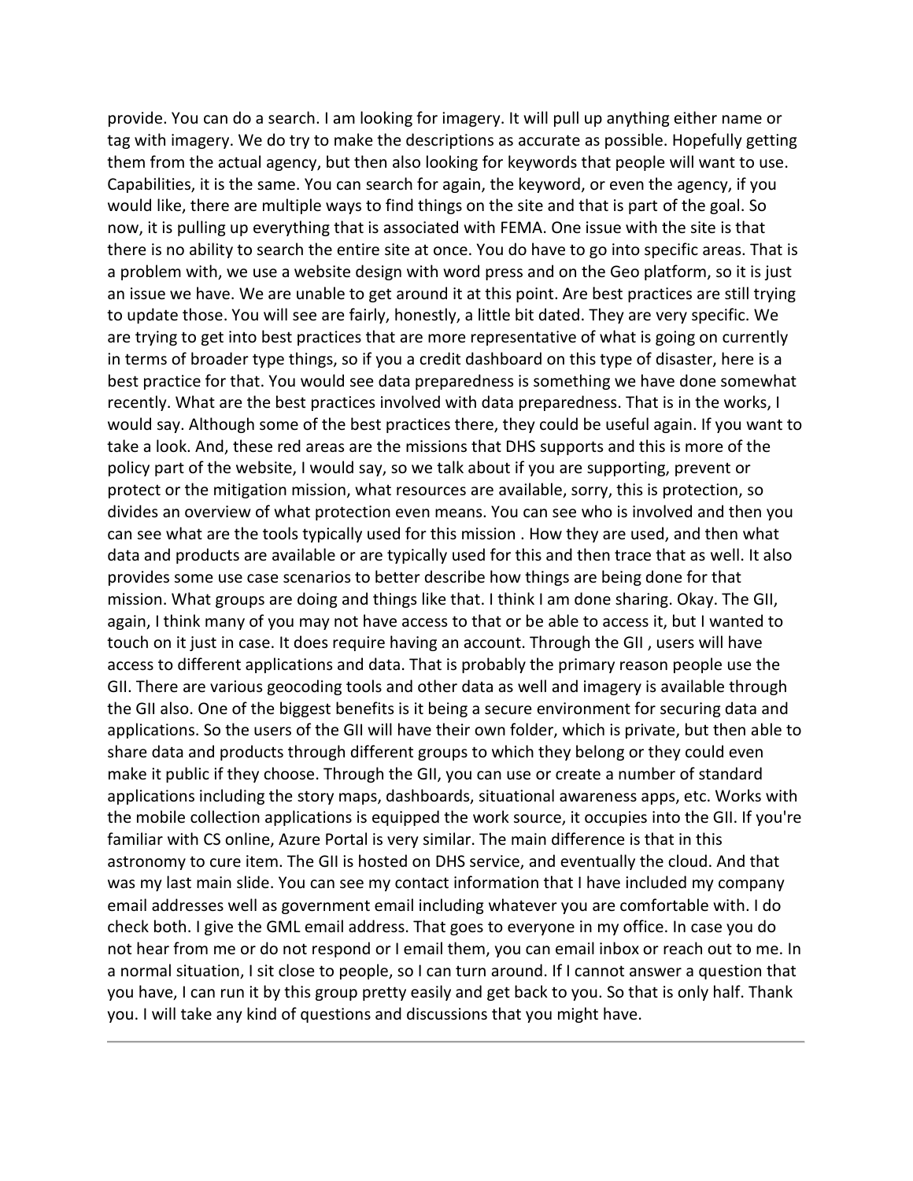provide. You can do a search. I am looking for imagery. It will pull up anything either name or tag with imagery. We do try to make the descriptions as accurate as possible. Hopefully getting them from the actual agency, but then also looking for keywords that people will want to use. Capabilities, it is the same. You can search for again, the keyword, or even the agency, if you would like, there are multiple ways to find things on the site and that is part of the goal. So now, it is pulling up everything that is associated with FEMA. One issue with the site is that there is no ability to search the entire site at once. You do have to go into specific areas. That is a problem with, we use a website design with word press and on the Geo platform, so it is just an issue we have. We are unable to get around it at this point. Are best practices are still trying to update those. You will see are fairly, honestly, a little bit dated. They are very specific. We are trying to get into best practices that are more representative of what is going on currently in terms of broader type things, so if you a credit dashboard on this type of disaster, here is a best practice for that. You would see data preparedness is something we have done somewhat recently. What are the best practices involved with data preparedness. That is in the works, I would say. Although some of the best practices there, they could be useful again. If you want to take a look. And, these red areas are the missions that DHS supports and this is more of the policy part of the website, I would say, so we talk about if you are supporting, prevent or protect or the mitigation mission, what resources are available, sorry, this is protection, so divides an overview of what protection even means. You can see who is involved and then you can see what are the tools typically used for this mission . How they are used, and then what data and products are available or are typically used for this and then trace that as well. It also provides some use case scenarios to better describe how things are being done for that mission. What groups are doing and things like that. I think I am done sharing. Okay. The GII, again, I think many of you may not have access to that or be able to access it, but I wanted to touch on it just in case. It does require having an account. Through the GII , users will have access to different applications and data. That is probably the primary reason people use the GII. There are various geocoding tools and other data as well and imagery is available through the GII also. One of the biggest benefits is it being a secure environment for securing data and applications. So the users of the GII will have their own folder, which is private, but then able to share data and products through different groups to which they belong or they could even make it public if they choose. Through the GII, you can use or create a number of standard applications including the story maps, dashboards, situational awareness apps, etc. Works with the mobile collection applications is equipped the work source, it occupies into the GII. If you're familiar with CS online, Azure Portal is very similar. The main difference is that in this astronomy to cure item. The GII is hosted on DHS service, and eventually the cloud. And that was my last main slide. You can see my contact information that I have included my company email addresses well as government email including whatever you are comfortable with. I do check both. I give the GML email address. That goes to everyone in my office. In case you do not hear from me or do not respond or I email them, you can email inbox or reach out to me. In a normal situation, I sit close to people, so I can turn around. If I cannot answer a question that you have, I can run it by this group pretty easily and get back to you. So that is only half. Thank you. I will take any kind of questions and discussions that you might have.

---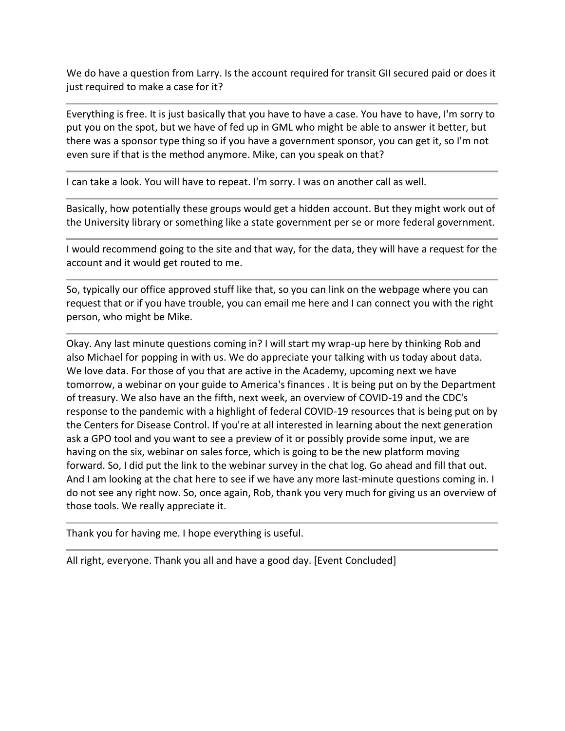We do have a question from Larry. Is the account required for transit GII secured paid or does it just required to make a case for it?

---

Everything is free. It is just basically that you have to have a case. You have to have, I'm sorry to put you on the spot, but we have of fed up in GML who might be able to answer it better, but there was a sponsor type thing so if you have a government sponsor, you can get it, so I'm not even sure if that is the method anymore. Mike, can you speak on that?

---

I can take a look. You will have to repeat. I'm sorry. I was on another call as well.

---

Basically, how potentially these groups would get a hidden account. But they might work out of the University library or something like a state government per se or more federal government.

---

I would recommend going to the site and that way, for the data, they will have a request for the account and it would get routed to me.

---

So, typically our office approved stuff like that, so you can link on the webpage where you can request that or if you have trouble, you can email me here and I can connect you with the right person, who might be Mike.

---

Okay. Any last minute questions coming in? I will start my wrap-up here by thinking Rob and also Michael for popping in with us. We do appreciate your talking with us today about data. We love data. For those of you that are active in the Academy, upcoming next we have tomorrow, a webinar on your guide to America's finances . It is being put on by the Department of treasury. We also have an the fifth, next week, an overview of COVID-19 and the CDC's response to the pandemic with a highlight of federal COVID-19 resources that is being put on by the Centers for Disease Control. If you're at all interested in learning about the next generation ask a GPO tool and you want to see a preview of it or possibly provide some input, we are having on the six, webinar on sales force, which is going to be the new platform moving forward. So, I did put the link to the webinar survey in the chat log. Go ahead and fill that out. And I am looking at the chat here to see if we have any more last-minute questions coming in. I do not see any right now. So, once again, Rob, thank you very much for giving us an overview of those tools. We really appreciate it.

---

Thank you for having me. I hope everything is useful.

---

All right, everyone. Thank you all and have a good day. [Event Concluded]